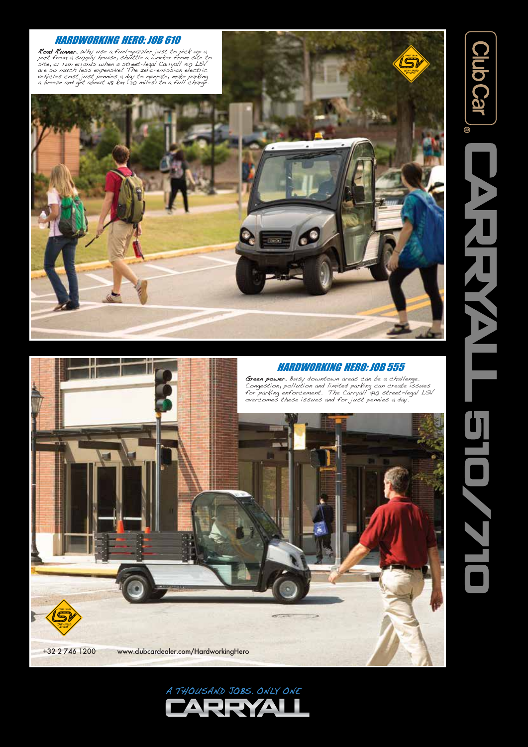## HARDWORKING HERO: JOB 610

**Road Runner.** Why use a fuel-guzzler just to pick up a part from a supply house, shuttle a worker from site to site, or run errands when a street-legal Carryall 510 LSV are so much less expensive? The zero-emission electric vehicles cost just pennies a day to operate, make parking a breeze and get about 48 km (30 miles) to a full charge.

## HARDWORKING HERO: JOB 555

**Green power.** Busy downtown areas can be a challenge. Congestion, pollution and limited parking can create issues for parking enforcement. The Carryall 710 street-legal LSV overcomes these issues and for just pennies a day.

+32 2 746 1200 www.clubcardealer.com/HardworkingHero

Club Car® CARRYALL 510/710

A THOUSAND JOBS. ONLY ONE CARRYALL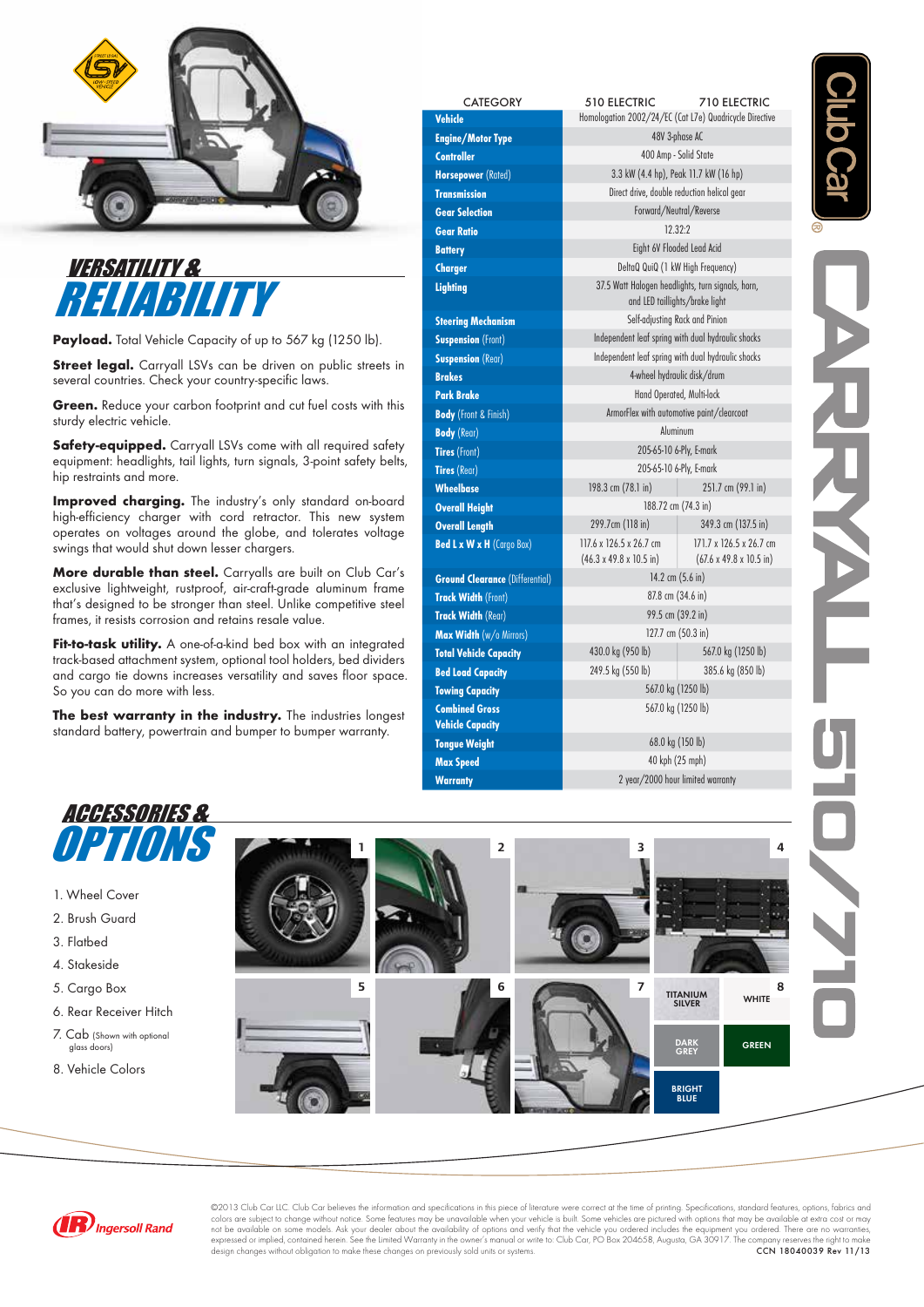## VERSATILITY & RELIABILITY

**Payload.** Total Vehicle Capacity of up to 567 kg (1250 lb).

**Street legal.** Carryall LSVs can be driven on public streets in several countries. Check your country-specific laws.

**Green.** Reduce your carbon footprint and cut fuel costs with this sturdy electric vehicle.

**Safety-equipped.** Carryall LSVs come with all required safety equipment: headlights, tail lights, turn signals, 3-point safety belts, hip restraints and more.

**Improved charging.** The industry's only standard on-board high-efficiency charger with cord retractor. This new system operates on voltages around the globe, and tolerates voltage swings that would shut down lesser chargers.

**More durable than steel.** Carryalls are built on Club Car's exclusive lightweight, rustproof, air-craft-grade aluminum frame that's designed to be stronger than steel. Unlike competitive steel frames, it resists corrosion and retains resale value.

**Fit-to-task utility.** A one-of-a-kind bed box with an integrated track-based attachment system, optional tool holders, bed dividers and cargo tie downs increases versatility and saves floor space. So you can do more with less.

**The best warranty in the industry.** The industries longest standard battery, powertrain and bumper to bumper warranty.

| CATEGORY | 510 ELECTRIC | 710 ELECTRIC |
|---|---|---|
| **Vehicle** | Homologation 2002/24/EC (Cat L7e) Quadricycle Directive | |
| **Engine/Motor Type** | 48V 3-phase AC | |
| **Controller** | 400 Amp - Solid State | |
| **Horsepower** (Rated) | 3.3 kW (4.4 hp), Peak 11.7 kW (16 hp) | |
| **Transmission** | Direct drive, double reduction helical gear | |
| **Gear Selection** | Forward/Neutral/Reverse | |
| **Gear Ratio** | 12.32:2 | |
| **Battery** | Eight 6V Flooded Lead Acid | |
| **Charger** | DeltaQ QuiQ (1 kW High Frequency) | |
| **Lighting** | 37.5 Watt Halogen headlights, turn signals, horn, and LED taillights/brake light | |
| **Steering Mechanism** | Self-adjusting Rack and Pinion | |
| **Suspension** (Front) | Independent leaf spring with dual hydraulic shocks | |
| **Suspension** (Rear) | Independent leaf spring with dual hydraulic shocks | |
| **Brakes** | 4-wheel hydraulic disk/drum | |
| **Park Brake** | Hand Operated, Multi-lock | |
| **Body** (Front & Finish) | ArmorFlex with automotive paint/clearcoat | |
| **Body** (Rear) | Aluminum | |
| **Tires** (Front) | 205-65-10 6-Ply, E-mark | |
| **Tires** (Rear) | 205-65-10 6-Ply, E-mark | |
| **Wheelbase** | 198.3 cm (78.1 in) | 251.7 cm (99.1 in) |
| **Overall Height** | 188.72 cm (74.3 in) | |
| **Overall Length** | 299.7cm (118 in) | 349.3 cm (137.5 in) |
| **Bed L x W x H** (Cargo Box) | 117.6 x 126.5 x 26.7 cm (46.3 x 49.8 x 10.5 in) | 171.7 x 126.5 x 26.7 cm (67.6 x 49.8 x 10.5 in) |
| **Ground Clearance** (Differential) | 14.2 cm (5.6 in) | |
| **Track Width** (Front) | 87.8 cm (34.6 in) | |
| **Track Width** (Rear) | 99.5 cm (39.2 in) | |
| **Max Width** (w/o Mirrors) | 127.7 cm (50.3 in) | |
| **Total Vehicle Capacity** | 430.0 kg (950 lb) | 567.0 kg (1250 lb) |
| **Bed Load Capacity** | 249.5 kg (550 lb) | 385.6 kg (850 lb) |
| **Towing Capacity** | 567.0 kg (1250 lb) | |
| **Combined Gross Vehicle Capacity** | 567.0 kg (1250 lb) | |
| **Tongue Weight** | 68.0 kg (150 lb) | |
| **Max Speed** | 40 kph (25 mph) | |
| **Warranty** | 2 year/2000 hour limited warranty | |

## ACCESSORIES & OPTIONS

1. Wheel Cover
2. Brush Guard
3. Flatbed
4. Stakeside
5. Cargo Box
6. Rear Receiver Hitch
7. Cab (Shown with optional glass doors)
8. Vehicle Colors

TITANIUM SILVER
WHITE
DARK GREY
GREEN
BRIGHT BLUE

Club Car CARRYALL 510/710

Ingersoll Rand

©2013 Club Car LLC. Club Car believes the information and specifications in this piece of literature were correct at the time of printing. Specifications, standard features, options, fabrics and colors are subject to change without notice. Some features may be unavailable when your vehicle is built. Some vehicles are pictured with options that may be available at extra cost or may not be available on some models. Ask your dealer about the availability of options and verify that the vehicle you ordered includes the equipment you ordered. There are no warranties, expressed or implied, contained herein. See the Limited Warranty in the owner's manual or write to: Club Car, PO Box 204658, Augusta, GA 30917. The company reserves the right to make design changes without obligation to make these changes on previously sold units or systems.

CCN 18040039 Rev 11/13